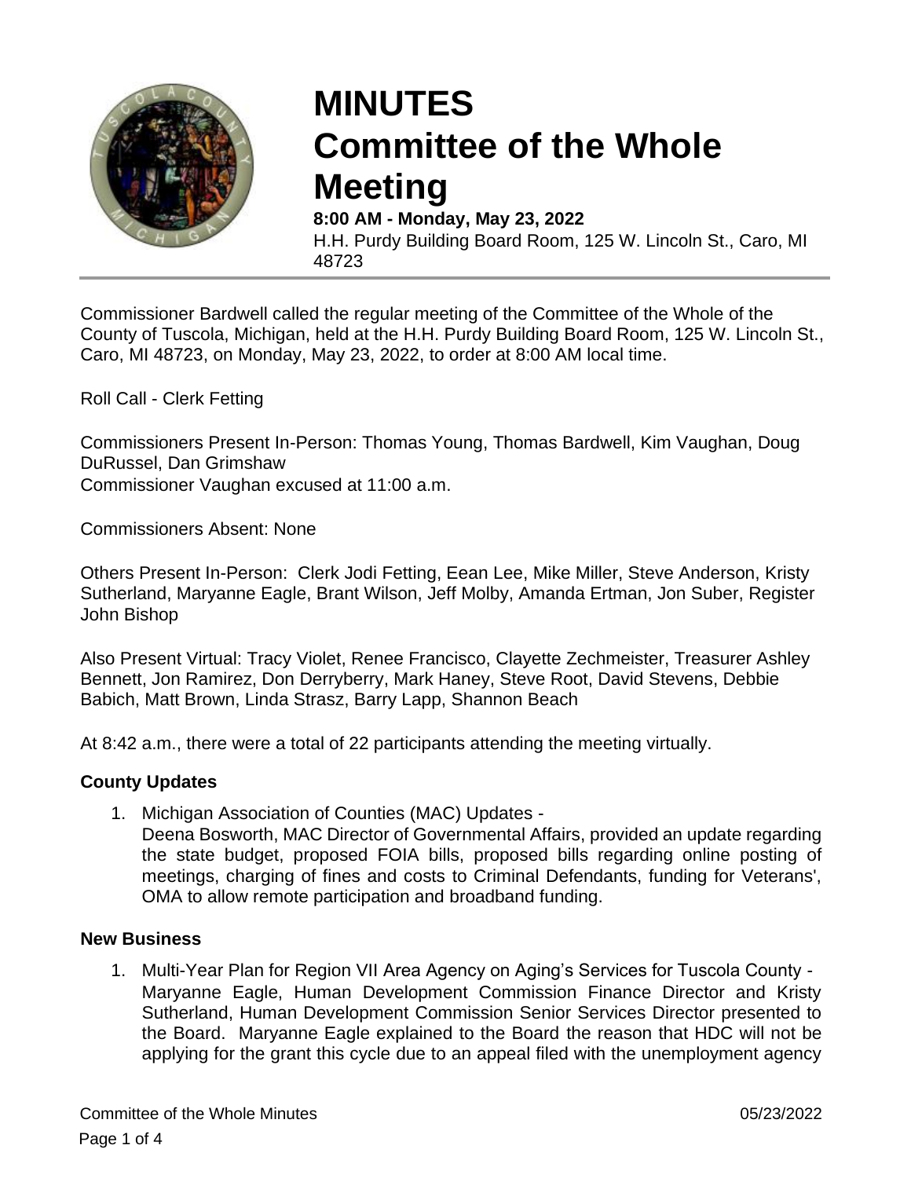# MINUTES
# Committee of the Whole Meeting

**8:00 AM - Monday, May 23, 2022**
H.H. Purdy Building Board Room, 125 W. Lincoln St., Caro, MI 48723

Commissioner Bardwell called the regular meeting of the Committee of the Whole of the County of Tuscola, Michigan, held at the H.H. Purdy Building Board Room, 125 W. Lincoln St., Caro, MI 48723, on Monday, May 23, 2022, to order at 8:00 AM local time.

Roll Call - Clerk Fetting

Commissioners Present In-Person: Thomas Young, Thomas Bardwell, Kim Vaughan, Doug DuRussel, Dan Grimshaw
Commissioner Vaughan excused at 11:00 a.m.

Commissioners Absent: None

Others Present In-Person: Clerk Jodi Fetting, Eean Lee, Mike Miller, Steve Anderson, Kristy Sutherland, Maryanne Eagle, Brant Wilson, Jeff Molby, Amanda Ertman, Jon Suber, Register John Bishop

Also Present Virtual: Tracy Violet, Renee Francisco, Clayette Zechmeister, Treasurer Ashley Bennett, Jon Ramirez, Don Derryberry, Mark Haney, Steve Root, David Stevens, Debbie Babich, Matt Brown, Linda Strasz, Barry Lapp, Shannon Beach

At 8:42 a.m., there were a total of 22 participants attending the meeting virtually.

### County Updates

1. Michigan Association of Counties (MAC) Updates -
   Deena Bosworth, MAC Director of Governmental Affairs, provided an update regarding the state budget, proposed FOIA bills, proposed bills regarding online posting of meetings, charging of fines and costs to Criminal Defendants, funding for Veterans', OMA to allow remote participation and broadband funding.

### New Business

1. Multi-Year Plan for Region VII Area Agency on Aging's Services for Tuscola County -
   Maryanne Eagle, Human Development Commission Finance Director and Kristy Sutherland, Human Development Commission Senior Services Director presented to the Board. Maryanne Eagle explained to the Board the reason that HDC will not be applying for the grant this cycle due to an appeal filed with the unemployment agency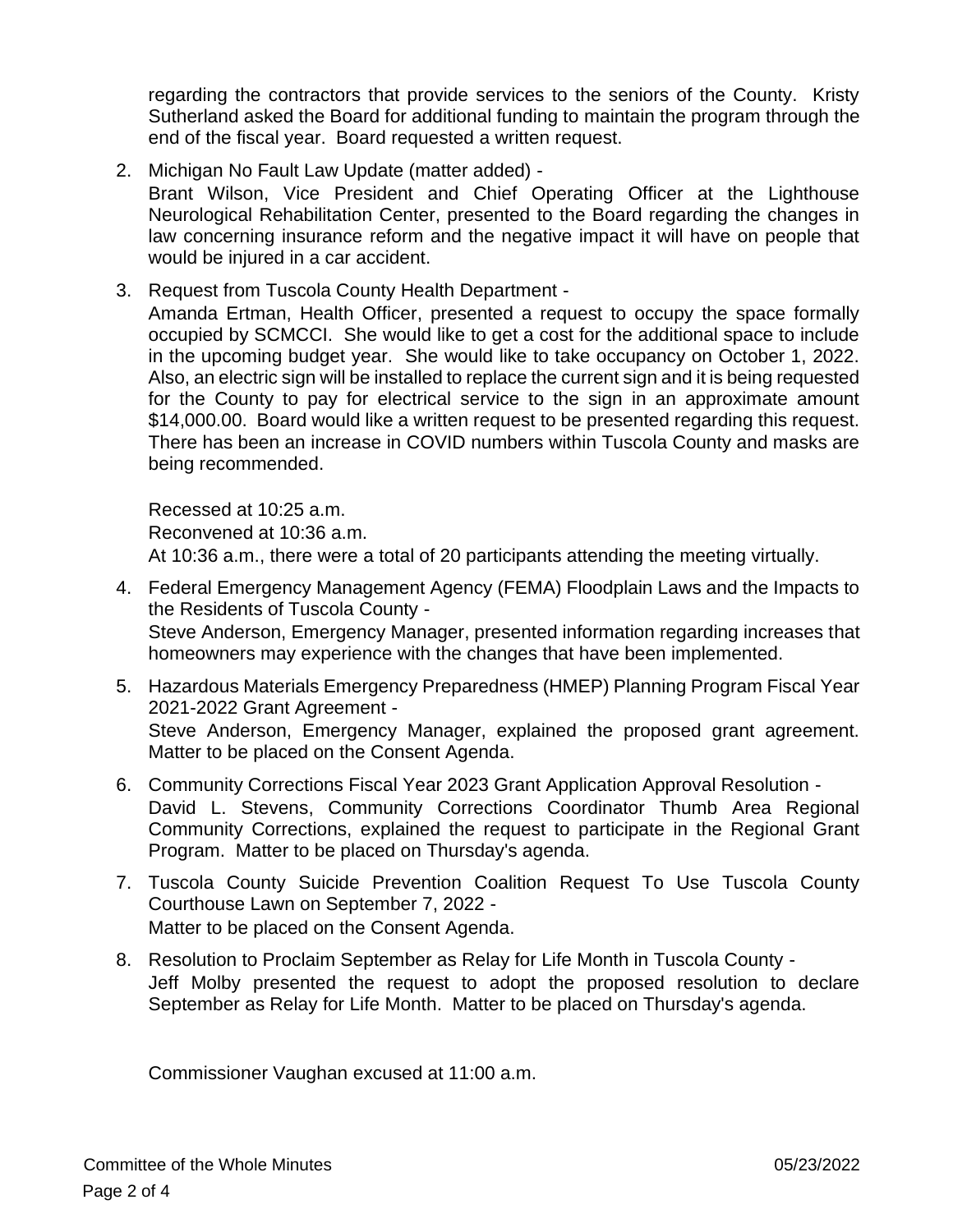regarding the contractors that provide services to the seniors of the County. Kristy Sutherland asked the Board for additional funding to maintain the program through the end of the fiscal year. Board requested a written request.

2. Michigan No Fault Law Update (matter added) -
   Brant Wilson, Vice President and Chief Operating Officer at the Lighthouse Neurological Rehabilitation Center, presented to the Board regarding the changes in law concerning insurance reform and the negative impact it will have on people that would be injured in a car accident.

3. Request from Tuscola County Health Department -
   Amanda Ertman, Health Officer, presented a request to occupy the space formally occupied by SCMCCI. She would like to get a cost for the additional space to include in the upcoming budget year. She would like to take occupancy on October 1, 2022. Also, an electric sign will be installed to replace the current sign and it is being requested for the County to pay for electrical service to the sign in an approximate amount $14,000.00. Board would like a written request to be presented regarding this request. There has been an increase in COVID numbers within Tuscola County and masks are being recommended.

   Recessed at 10:25 a.m.
   Reconvened at 10:36 a.m.
   At 10:36 a.m., there were a total of 20 participants attending the meeting virtually.

4. Federal Emergency Management Agency (FEMA) Floodplain Laws and the Impacts to the Residents of Tuscola County -
   Steve Anderson, Emergency Manager, presented information regarding increases that homeowners may experience with the changes that have been implemented.

5. Hazardous Materials Emergency Preparedness (HMEP) Planning Program Fiscal Year 2021-2022 Grant Agreement -
   Steve Anderson, Emergency Manager, explained the proposed grant agreement. Matter to be placed on the Consent Agenda.

6. Community Corrections Fiscal Year 2023 Grant Application Approval Resolution -
   David L. Stevens, Community Corrections Coordinator Thumb Area Regional Community Corrections, explained the request to participate in the Regional Grant Program. Matter to be placed on Thursday's agenda.

7. Tuscola County Suicide Prevention Coalition Request To Use Tuscola County Courthouse Lawn on September 7, 2022 -
   Matter to be placed on the Consent Agenda.

8. Resolution to Proclaim September as Relay for Life Month in Tuscola County -
   Jeff Molby presented the request to adopt the proposed resolution to declare September as Relay for Life Month. Matter to be placed on Thursday's agenda.

Commissioner Vaughan excused at 11:00 a.m.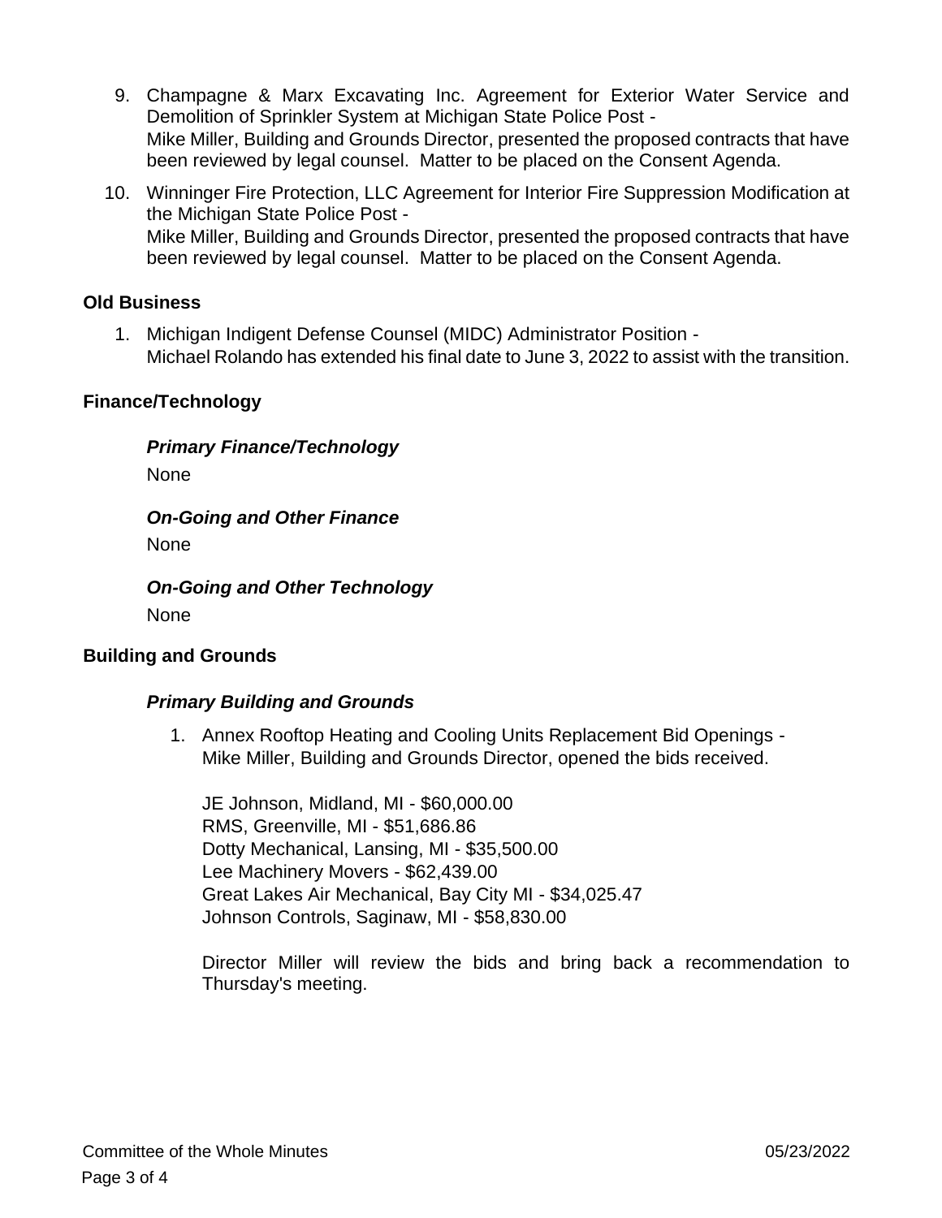9. Champagne & Marx Excavating Inc. Agreement for Exterior Water Service and Demolition of Sprinkler System at Michigan State Police Post -
   Mike Miller, Building and Grounds Director, presented the proposed contracts that have been reviewed by legal counsel. Matter to be placed on the Consent Agenda.

10. Winninger Fire Protection, LLC Agreement for Interior Fire Suppression Modification at the Michigan State Police Post -
    Mike Miller, Building and Grounds Director, presented the proposed contracts that have been reviewed by legal counsel. Matter to be placed on the Consent Agenda.

## Old Business

1. Michigan Indigent Defense Counsel (MIDC) Administrator Position -
   Michael Rolando has extended his final date to June 3, 2022 to assist with the transition.

## Finance/Technology

### *Primary Finance/Technology*

None

### *On-Going and Other Finance*

None

### *On-Going and Other Technology*

None

## Building and Grounds

### *Primary Building and Grounds*

1. Annex Rooftop Heating and Cooling Units Replacement Bid Openings -
   Mike Miller, Building and Grounds Director, opened the bids received.

   JE Johnson, Midland, MI - $60,000.00
   RMS, Greenville, MI - $51,686.86
   Dotty Mechanical, Lansing, MI - $35,500.00
   Lee Machinery Movers - $62,439.00
   Great Lakes Air Mechanical, Bay City MI - $34,025.47
   Johnson Controls, Saginaw, MI - $58,830.00

   Director Miller will review the bids and bring back a recommendation to Thursday's meeting.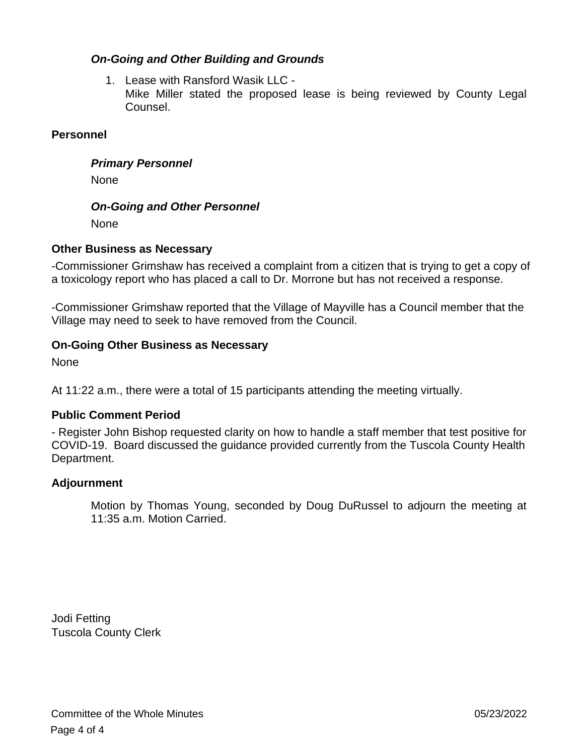### *On-Going and Other Building and Grounds*

1. Lease with Ransford Wasik LLC -
   Mike Miller stated the proposed lease is being reviewed by County Legal Counsel.

## Personnel

### *Primary Personnel*

None

### *On-Going and Other Personnel*

None

## Other Business as Necessary

-Commissioner Grimshaw has received a complaint from a citizen that is trying to get a copy of a toxicology report who has placed a call to Dr. Morrone but has not received a response.

-Commissioner Grimshaw reported that the Village of Mayville has a Council member that the Village may need to seek to have removed from the Council.

## On-Going Other Business as Necessary

None

At 11:22 a.m., there were a total of 15 participants attending the meeting virtually.

## Public Comment Period

- Register John Bishop requested clarity on how to handle a staff member that test positive for COVID-19. Board discussed the guidance provided currently from the Tuscola County Health Department.

## Adjournment

Motion by Thomas Young, seconded by Doug DuRussel to adjourn the meeting at 11:35 a.m. Motion Carried.

Jodi Fetting
Tuscola County Clerk